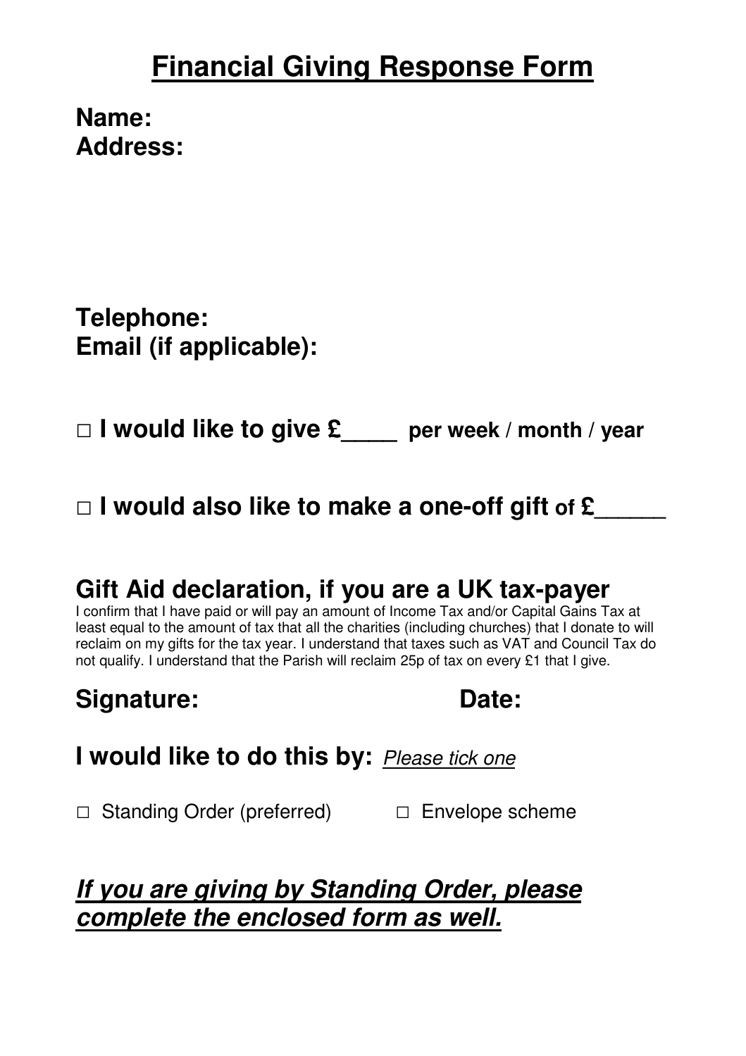# <u>Financial Giving Response Form</u>

**Name:**

**Address:**

**Telephone:**

**Email (if applicable):**

□ **I would like to give £____ per week / month / year**

□ **I would also like to make a one-off gift of £_____**

## Gift Aid declaration, if you are a UK tax-payer

I confirm that I have paid or will pay an amount of Income Tax and/or Capital Gains Tax at least equal to the amount of tax that all the charities (including churches) that I donate to will reclaim on my gifts for the tax year. I understand that taxes such as VAT and Council Tax do not qualify. I understand that the Parish will reclaim 25p of tax on every £1 that I give.

**Signature:** **Date:**

**I would like to do this by:** *<u>Please tick one</u>*

□ Standing Order (preferred) □ Envelope scheme

***<u>If you are giving by Standing Order, please complete the enclosed form as well.</u>***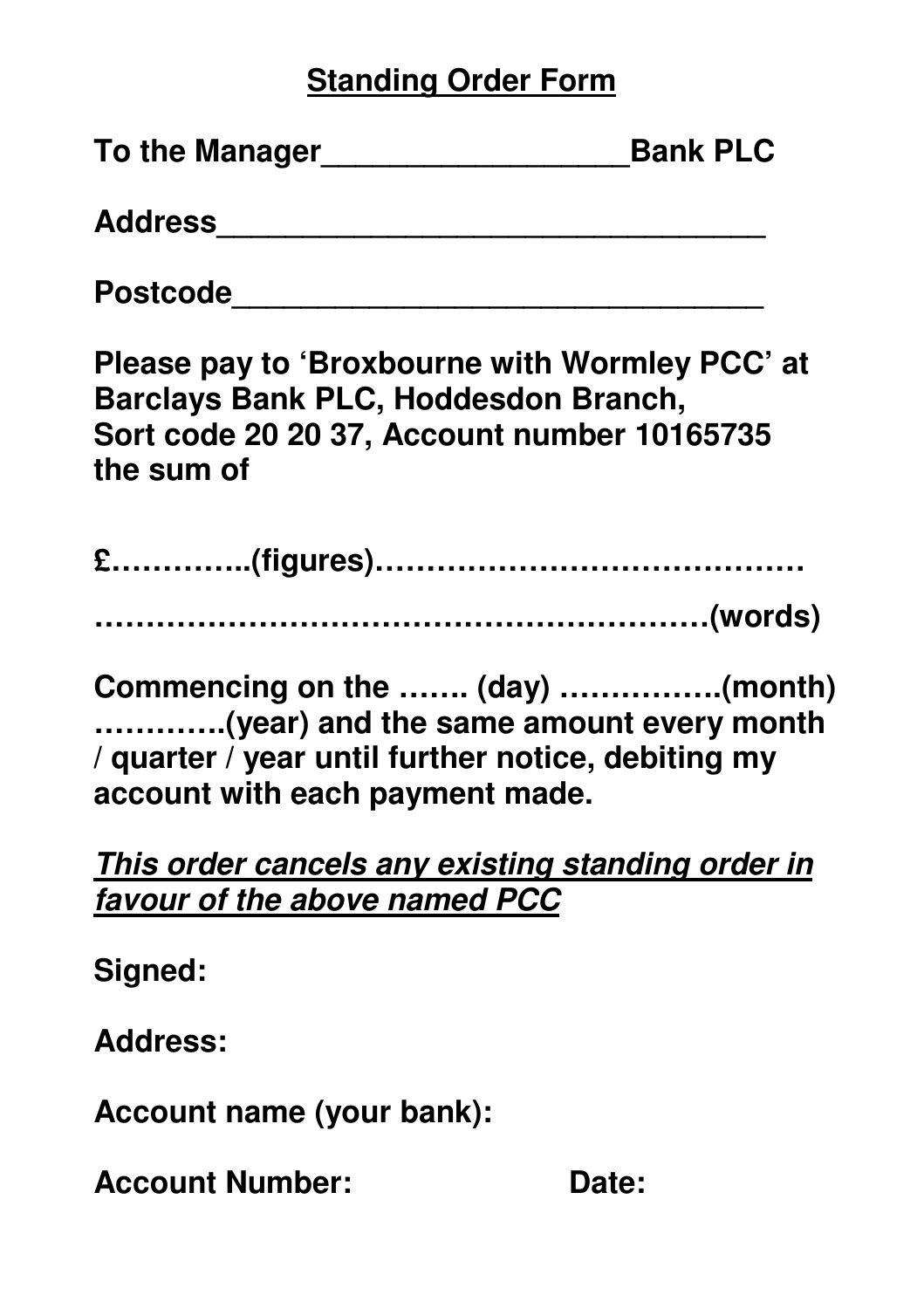# Standing Order Form

**To the Manager\_\_\_\_\_\_\_\_\_\_\_\_\_\_\_\_\_\_Bank PLC**

**Address\_\_\_\_\_\_\_\_\_\_\_\_\_\_\_\_\_\_\_\_\_\_\_\_\_\_\_\_\_\_\_\_\_**

**Postcode\_\_\_\_\_\_\_\_\_\_\_\_\_\_\_\_\_\_\_\_\_\_\_\_\_\_\_\_\_\_\_\_**

**Please pay to 'Broxbourne with Wormley PCC' at Barclays Bank PLC, Hoddesdon Branch, Sort code 20 20 37, Account number 10165735 the sum of**

**£…………..(figures)……………………………………**

**…………………………………………………(words)**

**Commencing on the ……. (day) …………….(month) ………….(year) and the same amount every month / quarter / year until further notice, debiting my account with each payment made.**

***This order cancels any existing standing order in favour of the above named PCC***

**Signed:**

**Address:**

**Account name (your bank):**

**Account Number:** **Date:**